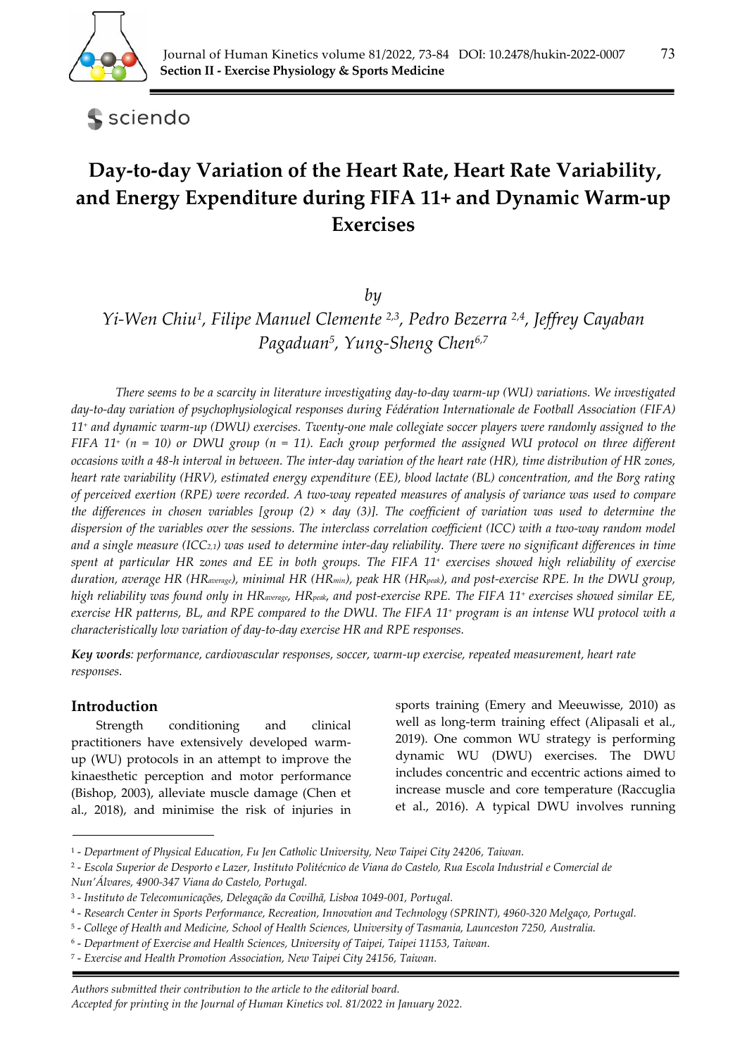**Section II - Exercise Physiology & Sports Medicine**

# Day-to-day Variation of the Heart Rate, Heart Rate Variability, and Energy Expenditure during FIFA 11+ and Dynamic Warm-up Exercises

*by*

*Yi-Wen Chiu[1], Filipe Manuel Clemente [2,3], Pedro Bezerra [2,4], Jeffrey Cayaban Pagaduan[5], Yung-Sheng Chen[6,7]*

*There seems to be a scarcity in literature investigating day-to-day warm-up (WU) variations. We investigated day-to-day variation of psychophysiological responses during Fédération Internationale de Football Association (FIFA) 11+ and dynamic warm-up (DWU) exercises. Twenty-one male collegiate soccer players were randomly assigned to the FIFA 11+ (n = 10) or DWU group (n = 11). Each group performed the assigned WU protocol on three different occasions with a 48-h interval in between. The inter-day variation of the heart rate (HR), time distribution of HR zones, heart rate variability (HRV), estimated energy expenditure (EE), blood lactate (BL) concentration, and the Borg rating of perceived exertion (RPE) were recorded. A two-way repeated measures of analysis of variance was used to compare the differences in chosen variables [group (2) × day (3)]. The coefficient of variation was used to determine the dispersion of the variables over the sessions. The interclass correlation coefficient (ICC) with a two-way random model and a single measure ($ICC_{2,1}$) was used to determine inter-day reliability. There were no significant differences in time spent at particular HR zones and EE in both groups. The FIFA 11+ exercises showed high reliability of exercise duration, average HR ($HR_{average}$), minimal HR ($HR_{min}$), peak HR ($HR_{peak}$), and post-exercise RPE. In the DWU group, high reliability was found only in $HR_{average}$, $HR_{peak}$, and post-exercise RPE. The FIFA 11+ exercises showed similar EE, exercise HR patterns, BL, and RPE compared to the DWU. The FIFA 11+ program is an intense WU protocol with a characteristically low variation of day-to-day exercise HR and RPE responses.*

**Key words**: *performance, cardiovascular responses, soccer, warm-up exercise, repeated measurement, heart rate responses.*

## Introduction

Strength conditioning and clinical practitioners have extensively developed warm-up (WU) protocols in an attempt to improve the kinaesthetic perception and motor performance (Bishop, 2003), alleviate muscle damage (Chen et al., 2018), and minimise the risk of injuries in sports training (Emery and Meeuwisse, 2010) as well as long-term training effect (Alipasali et al., 2019). One common WU strategy is performing dynamic WU (DWU) exercises. The DWU includes concentric and eccentric actions aimed to increase muscle and core temperature (Raccuglia et al., 2016). A typical DWU involves running

---

[1] - *Department of Physical Education, Fu Jen Catholic University, New Taipei City 24206, Taiwan.*
[2] - *Escola Superior de Desporto e Lazer, Instituto Politécnico de Viana do Castelo, Rua Escola Industrial e Comercial de Nun'Álvares, 4900-347 Viana do Castelo, Portugal.*
[3] - *Instituto de Telecomunicações, Delegação da Covilhã, Lisboa 1049-001, Portugal.*
[4] - *Research Center in Sports Performance, Recreation, Innovation and Technology (SPRINT), 4960-320 Melgaço, Portugal.*
[5] - *College of Health and Medicine, School of Health Sciences, University of Tasmania, Launceston 7250, Australia.*
[6] - *Department of Exercise and Health Sciences, University of Taipei, Taipei 11153, Taiwan.*
[7] - *Exercise and Health Promotion Association, New Taipei City 24156, Taiwan.*

*Authors submitted their contribution to the article to the editorial board.*
*Accepted for printing in the Journal of Human Kinetics vol. 81/2022 in January 2022.*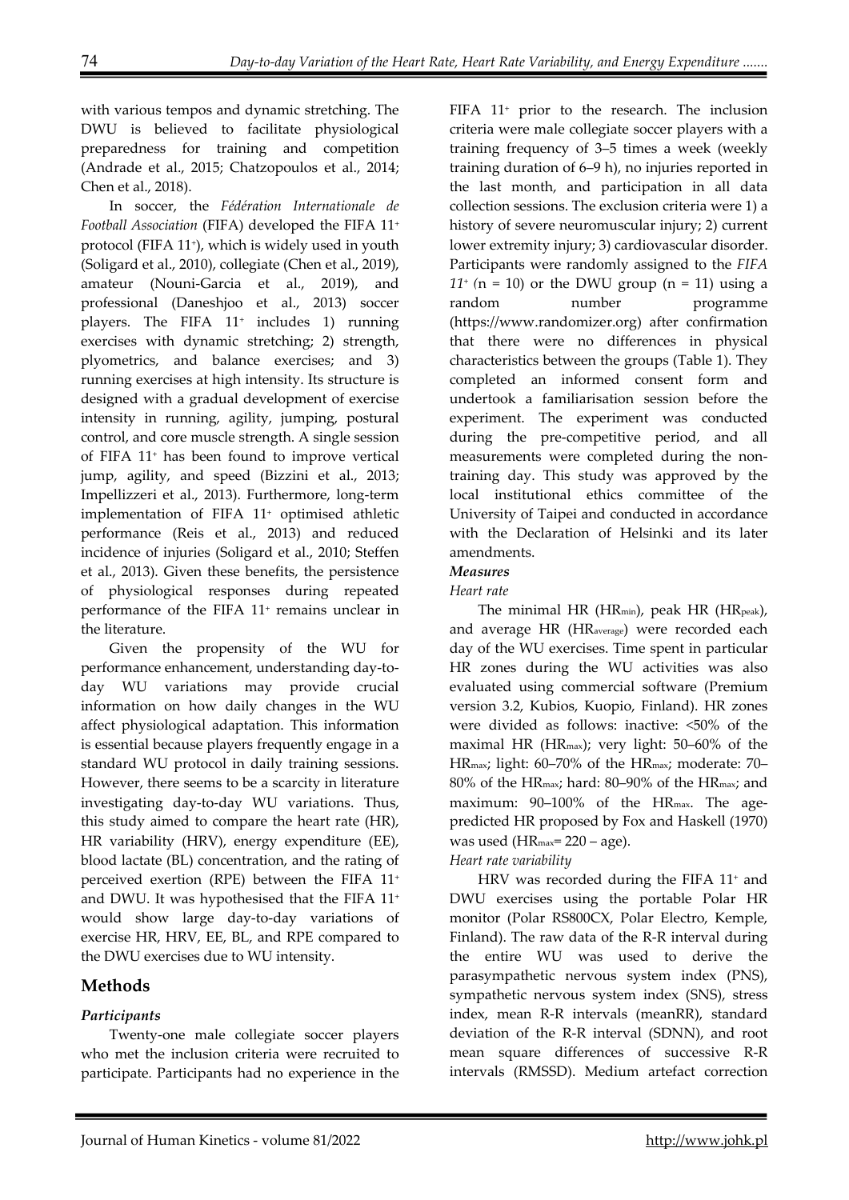with various tempos and dynamic stretching. The DWU is believed to facilitate physiological preparedness for training and competition (Andrade et al., 2015; Chatzopoulos et al., 2014; Chen et al., 2018).

In soccer, the *Fédération Internationale de Football Association* (FIFA) developed the FIFA 11$^+$ protocol (FIFA 11$^+$), which is widely used in youth (Soligard et al., 2010), collegiate (Chen et al., 2019), amateur (Nouni-Garcia et al., 2019), and professional (Daneshjoo et al., 2013) soccer players. The FIFA 11$^+$ includes 1) running exercises with dynamic stretching; 2) strength, plyometrics, and balance exercises; and 3) running exercises at high intensity. Its structure is designed with a gradual development of exercise intensity in running, agility, jumping, postural control, and core muscle strength. A single session of FIFA 11$^+$ has been found to improve vertical jump, agility, and speed (Bizzini et al., 2013; Impellizzeri et al., 2013). Furthermore, long-term implementation of FIFA 11$^+$ optimised athletic performance (Reis et al., 2013) and reduced incidence of injuries (Soligard et al., 2010; Steffen et al., 2013). Given these benefits, the persistence of physiological responses during repeated performance of the FIFA 11$^+$ remains unclear in the literature.

Given the propensity of the WU for performance enhancement, understanding day-to-day WU variations may provide crucial information on how daily changes in the WU affect physiological adaptation. This information is essential because players frequently engage in a standard WU protocol in daily training sessions. However, there seems to be a scarcity in literature investigating day-to-day WU variations. Thus, this study aimed to compare the heart rate (HR), HR variability (HRV), energy expenditure (EE), blood lactate (BL) concentration, and the rating of perceived exertion (RPE) between the FIFA 11$^+$ and DWU. It was hypothesised that the FIFA 11$^+$ would show large day-to-day variations of exercise HR, HRV, EE, BL, and RPE compared to the DWU exercises due to WU intensity.

## Methods

### *Participants*

Twenty-one male collegiate soccer players who met the inclusion criteria were recruited to participate. Participants had no experience in the FIFA 11$^+$ prior to the research. The inclusion criteria were male collegiate soccer players with a training frequency of 3–5 times a week (weekly training duration of 6–9 h), no injuries reported in the last month, and participation in all data collection sessions. The exclusion criteria were 1) a history of severe neuromuscular injury; 2) current lower extremity injury; 3) cardiovascular disorder. Participants were randomly assigned to the *FIFA 11$^+$* (n = 10) or the DWU group (n = 11) using a random number programme (https://www.randomizer.org) after confirmation that there were no differences in physical characteristics between the groups (Table 1). They completed an informed consent form and undertook a familiarisation session before the experiment. The experiment was conducted during the pre-competitive period, and all measurements were completed during the non-training day. This study was approved by the local institutional ethics committee of the University of Taipei and conducted in accordance with the Declaration of Helsinki and its later amendments.

### *Measures*

*Heart rate*

The minimal HR ($HR_{min}$), peak HR ($HR_{peak}$), and average HR ($HR_{average}$) were recorded each day of the WU exercises. Time spent in particular HR zones during the WU activities was also evaluated using commercial software (Premium version 3.2, Kubios, Kuopio, Finland). HR zones were divided as follows: inactive: <50% of the maximal HR ($HR_{max}$); very light: 50–60% of the $HR_{max}$; light: 60–70% of the $HR_{max}$; moderate: 70–80% of the $HR_{max}$; hard: 80–90% of the $HR_{max}$; and maximum: 90–100% of the $HR_{max}$. The age-predicted HR proposed by Fox and Haskell (1970) was used ($HR_{max}$= 220 – age).

*Heart rate variability*

HRV was recorded during the FIFA 11$^+$ and DWU exercises using the portable Polar HR monitor (Polar RS800CX, Polar Electro, Kemple, Finland). The raw data of the R-R interval during the entire WU was used to derive the parasympathetic nervous system index (PNS), sympathetic nervous system index (SNS), stress index, mean R-R intervals (meanRR), standard deviation of the R-R interval (SDNN), and root mean square differences of successive R-R intervals (RMSSD). Medium artefact correction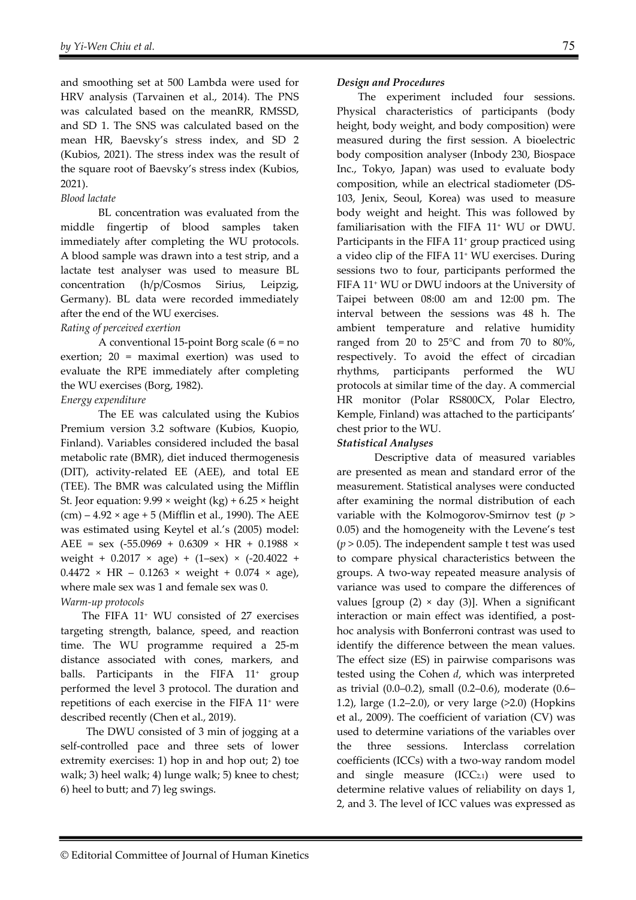and smoothing set at 500 Lambda were used for HRV analysis (Tarvainen et al., 2014). The PNS was calculated based on the meanRR, RMSSD, and SD 1. The SNS was calculated based on the mean HR, Baevsky's stress index, and SD 2 (Kubios, 2021). The stress index was the result of the square root of Baevsky's stress index (Kubios, 2021).

*Blood lactate*

BL concentration was evaluated from the middle fingertip of blood samples taken immediately after completing the WU protocols. A blood sample was drawn into a test strip, and a lactate test analyser was used to measure BL concentration (h/p/Cosmos Sirius, Leipzig, Germany). BL data were recorded immediately after the end of the WU exercises.

*Rating of perceived exertion*

A conventional 15-point Borg scale (6 = no exertion; 20 = maximal exertion) was used to evaluate the RPE immediately after completing the WU exercises (Borg, 1982).

*Energy expenditure*

The EE was calculated using the Kubios Premium version 3.2 software (Kubios, Kuopio, Finland). Variables considered included the basal metabolic rate (BMR), diet induced thermogenesis (DIT), activity-related EE (AEE), and total EE (TEE). The BMR was calculated using the Mifflin St. Jeor equation: $9.99 \times$ weight (kg) $+ 6.25 \times$ height (cm) $- 4.92 \times$ age $+ 5$ (Mifflin et al., 1990). The AEE was estimated using Keytel et al.'s (2005) model: AEE = sex $(-55.0969 + 0.6309 \times \text{HR} + 0.1988 \times \text{weight} + 0.2017 \times \text{age}) + (1\text{–sex}) \times (-20.4022 + 0.4472 \times \text{HR} - 0.1263 \times \text{weight} + 0.074 \times \text{age})$, where male sex was 1 and female sex was 0.

*Warm-up protocols*

The FIFA 11+ WU consisted of 27 exercises targeting strength, balance, speed, and reaction time. The WU programme required a 25-m distance associated with cones, markers, and balls. Participants in the FIFA 11+ group performed the level 3 protocol. The duration and repetitions of each exercise in the FIFA 11+ were described recently (Chen et al., 2019).

The DWU consisted of 3 min of jogging at a self-controlled pace and three sets of lower extremity exercises: 1) hop in and hop out; 2) toe walk; 3) heel walk; 4) lunge walk; 5) knee to chest; 6) heel to butt; and 7) leg swings.

***Design and Procedures***

The experiment included four sessions. Physical characteristics of participants (body height, body weight, and body composition) were measured during the first session. A bioelectric body composition analyser (Inbody 230, Biospace Inc., Tokyo, Japan) was used to evaluate body composition, while an electrical stadiometer (DS-103, Jenix, Seoul, Korea) was used to measure body weight and height. This was followed by familiarisation with the FIFA 11+ WU or DWU. Participants in the FIFA 11+ group practiced using a video clip of the FIFA 11+ WU exercises. During sessions two to four, participants performed the FIFA 11+ WU or DWU indoors at the University of Taipei between 08:00 am and 12:00 pm. The interval between the sessions was 48 h. The ambient temperature and relative humidity ranged from 20 to 25°C and from 70 to 80%, respectively. To avoid the effect of circadian rhythms, participants performed the WU protocols at similar time of the day. A commercial HR monitor (Polar RS800CX, Polar Electro, Kemple, Finland) was attached to the participants' chest prior to the WU.

***Statistical Analyses***

Descriptive data of measured variables are presented as mean and standard error of the measurement. Statistical analyses were conducted after examining the normal distribution of each variable with the Kolmogorov-Smirnov test ($p > 0.05$) and the homogeneity with the Levene's test ($p > 0.05$). The independent sample t test was used to compare physical characteristics between the groups. A two-way repeated measure analysis of variance was used to compare the differences of values [group (2) × day (3)]. When a significant interaction or main effect was identified, a post-hoc analysis with Bonferroni contrast was used to identify the difference between the mean values. The effect size (ES) in pairwise comparisons was tested using the Cohen *d*, which was interpreted as trivial (0.0–0.2), small (0.2–0.6), moderate (0.6–1.2), large (1.2–2.0), or very large (>2.0) (Hopkins et al., 2009). The coefficient of variation (CV) was used to determine variations of the variables over the three sessions. Interclass correlation coefficients (ICCs) with a two-way random model and single measure ($ICC_{2,1}$) were used to determine relative values of reliability on days 1, 2, and 3. The level of ICC values was expressed as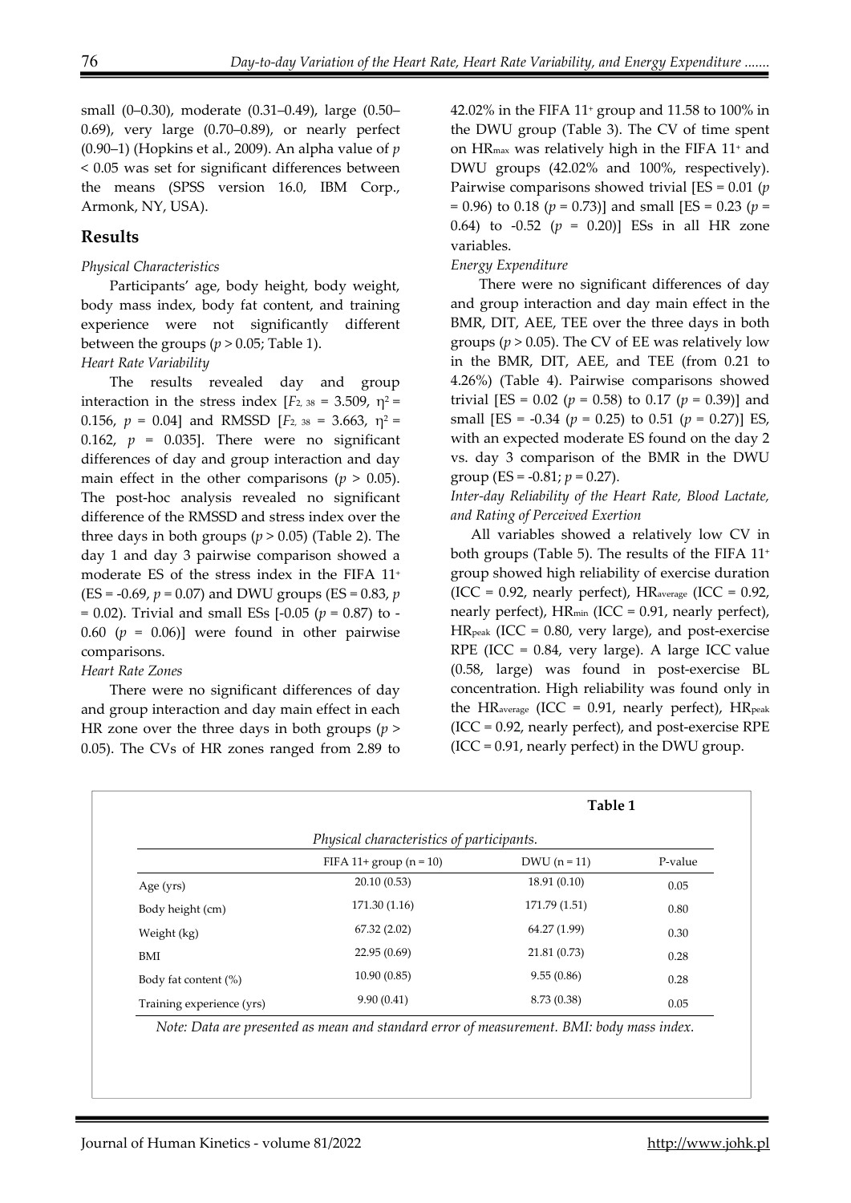small (0–0.30), moderate (0.31–0.49), large (0.50–0.69), very large (0.70–0.89), or nearly perfect (0.90–1) (Hopkins et al., 2009). An alpha value of $p < 0.05$ was set for significant differences between the means (SPSS version 16.0, IBM Corp., Armonk, NY, USA).

## Results

*Physical Characteristics*

Participants' age, body height, body weight, body mass index, body fat content, and training experience were not significantly different between the groups ($p > 0.05$; Table 1).

*Heart Rate Variability*

The results revealed day and group interaction in the stress index [$F_{2, 38} = 3.509$, $\eta^2 = 0.156$, $p = 0.04$] and RMSSD [$F_{2, 38} = 3.663$, $\eta^2 = 0.162$, $p = 0.035$]. There were no significant differences of day and group interaction and day main effect in the other comparisons ($p > 0.05$). The post-hoc analysis revealed no significant difference of the RMSSD and stress index over the three days in both groups ($p > 0.05$) (Table 2). The day 1 and day 3 pairwise comparison showed a moderate ES of the stress index in the FIFA 11+ (ES = -0.69, $p = 0.07$) and DWU groups (ES = 0.83, $p = 0.02$). Trivial and small ESs [-0.05 ($p = 0.87$) to -0.60 ($p = 0.06$)] were found in other pairwise comparisons.

*Heart Rate Zones*

There were no significant differences of day and group interaction and day main effect in each HR zone over the three days in both groups ($p > 0.05$). The CVs of HR zones ranged from 2.89 to 42.02% in the FIFA 11+ group and 11.58 to 100% in the DWU group (Table 3). The CV of time spent on $HR_{max}$ was relatively high in the FIFA 11+ and DWU groups (42.02% and 100%, respectively). Pairwise comparisons showed trivial [ES = 0.01 ($p = 0.96$) to 0.18 ($p = 0.73$)] and small [ES = 0.23 ($p = 0.64$) to -0.52 ($p = 0.20$)] ESs in all HR zone variables.

*Energy Expenditure*

There were no significant differences of day and group interaction and day main effect in the BMR, DIT, AEE, TEE over the three days in both groups ($p > 0.05$). The CV of EE was relatively low in the BMR, DIT, AEE, and TEE (from 0.21 to 4.26%) (Table 4). Pairwise comparisons showed trivial [ES = 0.02 ($p = 0.58$) to 0.17 ($p = 0.39$)] and small [ES = -0.34 ($p = 0.25$) to 0.51 ($p = 0.27$)] ES, with an expected moderate ES found on the day 2 vs. day 3 comparison of the BMR in the DWU group (ES = -0.81; $p = 0.27$).

*Inter-day Reliability of the Heart Rate, Blood Lactate, and Rating of Perceived Exertion*

All variables showed a relatively low CV in both groups (Table 5). The results of the FIFA 11+ group showed high reliability of exercise duration (ICC = 0.92, nearly perfect), $HR_{average}$ (ICC = 0.92, nearly perfect), $HR_{min}$ (ICC = 0.91, nearly perfect), $HR_{peak}$ (ICC = 0.80, very large), and post-exercise RPE (ICC = 0.84, very large). A large ICC value (0.58, large) was found in post-exercise BL concentration. High reliability was found only in the $HR_{average}$ (ICC = 0.91, nearly perfect), $HR_{peak}$ (ICC = 0.92, nearly perfect), and post-exercise RPE (ICC = 0.91, nearly perfect) in the DWU group.

**Table 1**

*Physical characteristics of participants.*

| | FIFA 11+ group (n = 10) | DWU (n = 11) | P-value |
|---|---|---|---|
| Age (yrs) | 20.10 (0.53) | 18.91 (0.10) | 0.05 |
| Body height (cm) | 171.30 (1.16) | 171.79 (1.51) | 0.80 |
| Weight (kg) | 67.32 (2.02) | 64.27 (1.99) | 0.30 |
| BMI | 22.95 (0.69) | 21.81 (0.73) | 0.28 |
| Body fat content (%) | 10.90 (0.85) | 9.55 (0.86) | 0.28 |
| Training experience (yrs) | 9.90 (0.41) | 8.73 (0.38) | 0.05 |

*Note: Data are presented as mean and standard error of measurement. BMI: body mass index.*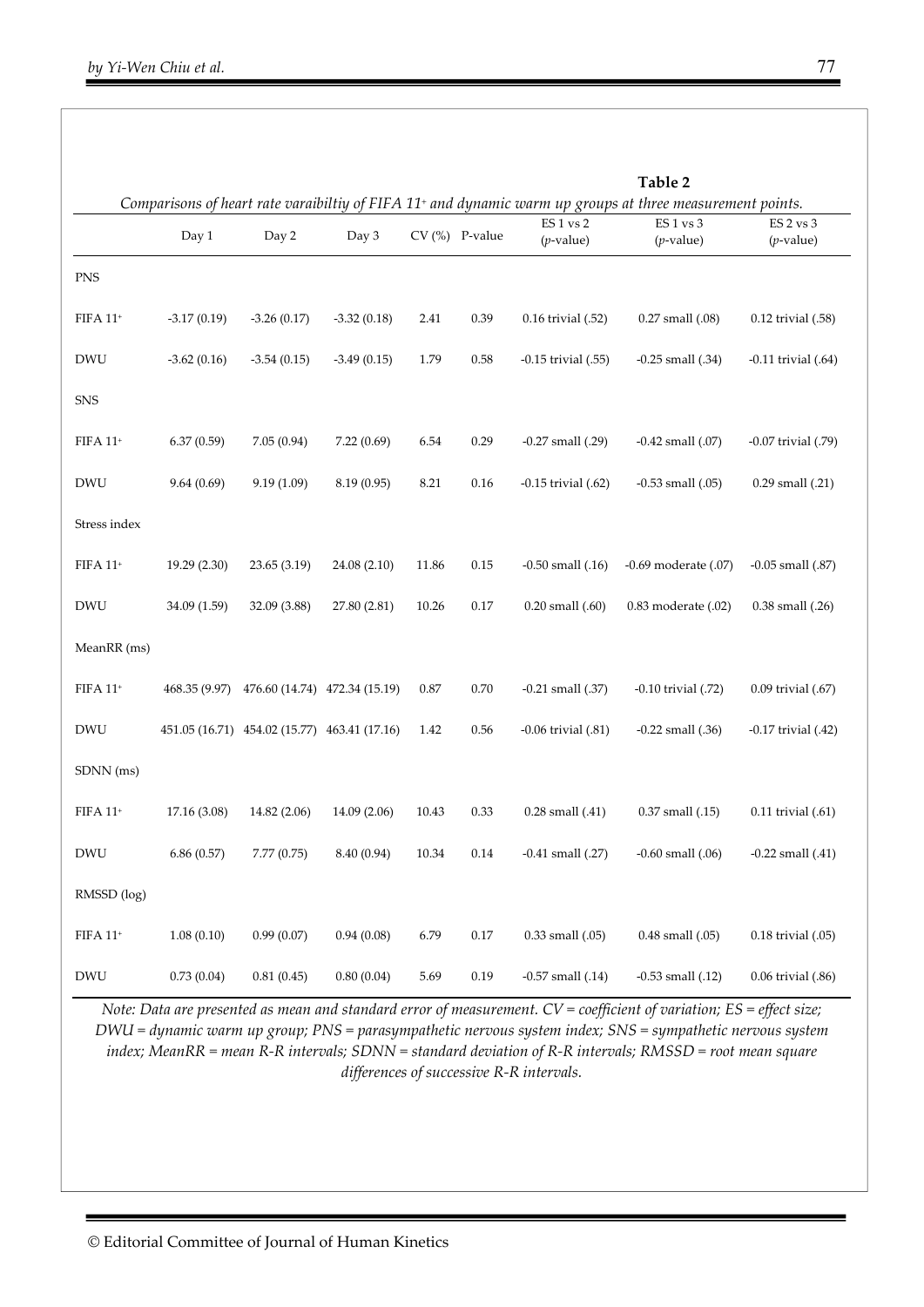**Table 2**

*Comparisons of heart rate varaibiltiy of FIFA 11+ and dynamic warm up groups at three measurement points.*

| | Day 1 | Day 2 | Day 3 | CV (%) | P-value | ES 1 vs 2 (*p*-value) | ES 1 vs 3 (*p*-value) | ES 2 vs 3 (*p*-value) |
|---|---|---|---|---|---|---|---|---|
| PNS | | | | | | | | |
| FIFA 11+ | -3.17 (0.19) | -3.26 (0.17) | -3.32 (0.18) | 2.41 | 0.39 | 0.16 trivial (.52) | 0.27 small (.08) | 0.12 trivial (.58) |
| DWU | -3.62 (0.16) | -3.54 (0.15) | -3.49 (0.15) | 1.79 | 0.58 | -0.15 trivial (.55) | -0.25 small (.34) | -0.11 trivial (.64) |
| SNS | | | | | | | | |
| FIFA 11+ | 6.37 (0.59) | 7.05 (0.94) | 7.22 (0.69) | 6.54 | 0.29 | -0.27 small (.29) | -0.42 small (.07) | -0.07 trivial (.79) |
| DWU | 9.64 (0.69) | 9.19 (1.09) | 8.19 (0.95) | 8.21 | 0.16 | -0.15 trivial (.62) | -0.53 small (.05) | 0.29 small (.21) |
| Stress index | | | | | | | | |
| FIFA 11+ | 19.29 (2.30) | 23.65 (3.19) | 24.08 (2.10) | 11.86 | 0.15 | -0.50 small (.16) | -0.69 moderate (.07) | -0.05 small (.87) |
| DWU | 34.09 (1.59) | 32.09 (3.88) | 27.80 (2.81) | 10.26 | 0.17 | 0.20 small (.60) | 0.83 moderate (.02) | 0.38 small (.26) |
| MeanRR (ms) | | | | | | | | |
| FIFA 11+ | 468.35 (9.97) | 476.60 (14.74) | 472.34 (15.19) | 0.87 | 0.70 | -0.21 small (.37) | -0.10 trivial (.72) | 0.09 trivial (.67) |
| DWU | 451.05 (16.71) | 454.02 (15.77) | 463.41 (17.16) | 1.42 | 0.56 | -0.06 trivial (.81) | -0.22 small (.36) | -0.17 trivial (.42) |
| SDNN (ms) | | | | | | | | |
| FIFA 11+ | 17.16 (3.08) | 14.82 (2.06) | 14.09 (2.06) | 10.43 | 0.33 | 0.28 small (.41) | 0.37 small (.15) | 0.11 trivial (.61) |
| DWU | 6.86 (0.57) | 7.77 (0.75) | 8.40 (0.94) | 10.34 | 0.14 | -0.41 small (.27) | -0.60 small (.06) | -0.22 small (.41) |
| RMSSD (log) | | | | | | | | |
| FIFA 11+ | 1.08 (0.10) | 0.99 (0.07) | 0.94 (0.08) | 6.79 | 0.17 | 0.33 small (.05) | 0.48 small (.05) | 0.18 trivial (.05) |
| DWU | 0.73 (0.04) | 0.81 (0.45) | 0.80 (0.04) | 5.69 | 0.19 | -0.57 small (.14) | -0.53 small (.12) | 0.06 trivial (.86) |

*Note: Data are presented as mean and standard error of measurement. CV = coefficient of variation; ES = effect size; DWU = dynamic warm up group; PNS = parasympathetic nervous system index; SNS = sympathetic nervous system index; MeanRR = mean R-R intervals; SDNN = standard deviation of R-R intervals; RMSSD = root mean square differences of successive R-R intervals.*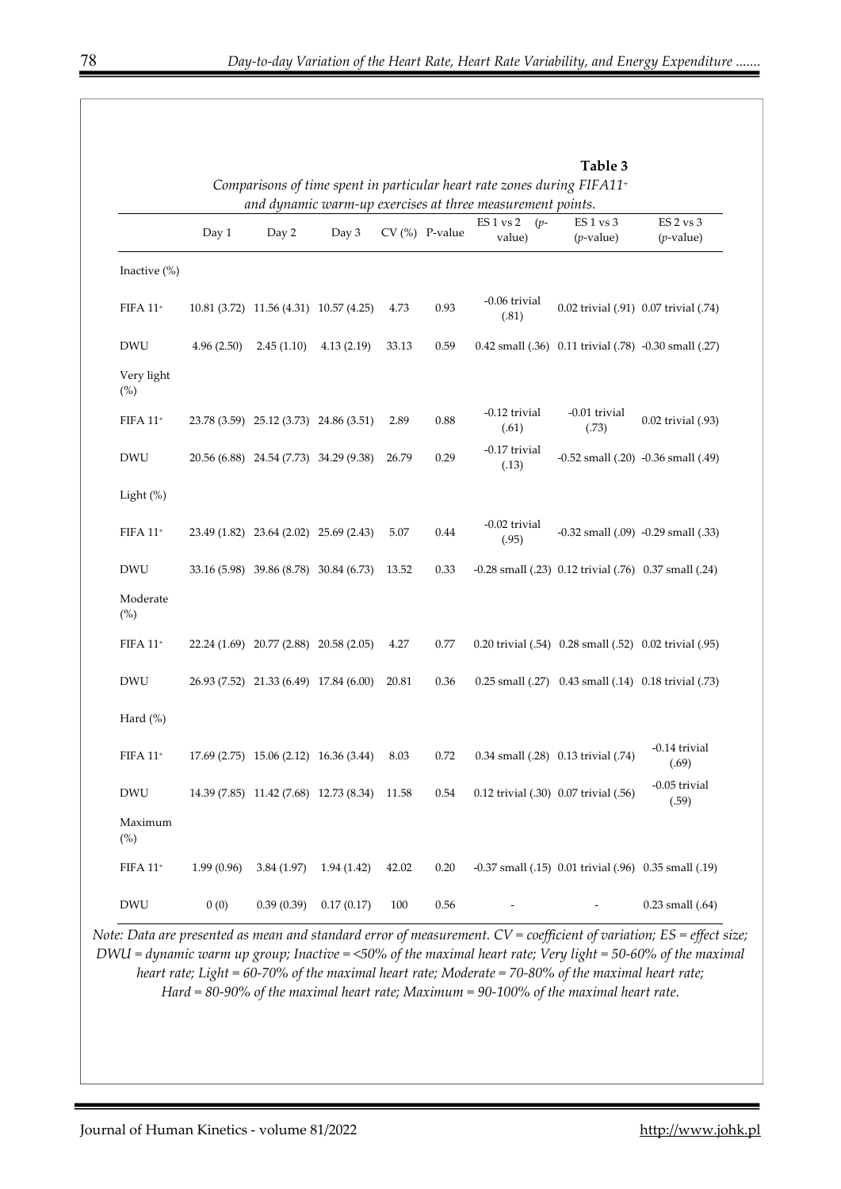**Table 3**

*Comparisons of time spent in particular heart rate zones during FIFA11⁺ and dynamic warm-up exercises at three measurement points.*

| | Day 1 | Day 2 | Day 3 | CV (%) | P-value | ES 1 vs 2 (*p*-value) | ES 1 vs 3 (*p*-value) | ES 2 vs 3 (*p*-value) |
|---|---|---|---|---|---|---|---|---|
| Inactive (%) | | | | | | | | |
| FIFA 11⁺ | 10.81 (3.72) | 11.56 (4.31) | 10.57 (4.25) | 4.73 | 0.93 | -0.06 trivial (.81) | 0.02 trivial (.91) | 0.07 trivial (.74) |
| DWU | 4.96 (2.50) | 2.45 (1.10) | 4.13 (2.19) | 33.13 | 0.59 | 0.42 small (.36) | 0.11 trivial (.78) | -0.30 small (.27) |
| Very light (%) | | | | | | | | |
| FIFA 11⁺ | 23.78 (3.59) | 25.12 (3.73) | 24.86 (3.51) | 2.89 | 0.88 | -0.12 trivial (.61) | -0.01 trivial (.73) | 0.02 trivial (.93) |
| DWU | 20.56 (6.88) | 24.54 (7.73) | 34.29 (9.38) | 26.79 | 0.29 | -0.17 trivial (.13) | -0.52 small (.20) | -0.36 small (.49) |
| Light (%) | | | | | | | | |
| FIFA 11⁺ | 23.49 (1.82) | 23.64 (2.02) | 25.69 (2.43) | 5.07 | 0.44 | -0.02 trivial (.95) | -0.32 small (.09) | -0.29 small (.33) |
| DWU | 33.16 (5.98) | 39.86 (8.78) | 30.84 (6.73) | 13.52 | 0.33 | -0.28 small (.23) | 0.12 trivial (.76) | 0.37 small (.24) |
| Moderate (%) | | | | | | | | |
| FIFA 11⁺ | 22.24 (1.69) | 20.77 (2.88) | 20.58 (2.05) | 4.27 | 0.77 | 0.20 trivial (.54) | 0.28 small (.52) | 0.02 trivial (.95) |
| DWU | 26.93 (7.52) | 21.33 (6.49) | 17.84 (6.00) | 20.81 | 0.36 | 0.25 small (.27) | 0.43 small (.14) | 0.18 trivial (.73) |
| Hard (%) | | | | | | | | |
| FIFA 11⁺ | 17.69 (2.75) | 15.06 (2.12) | 16.36 (3.44) | 8.03 | 0.72 | 0.34 small (.28) | 0.13 trivial (.74) | -0.14 trivial (.69) |
| DWU | 14.39 (7.85) | 11.42 (7.68) | 12.73 (8.34) | 11.58 | 0.54 | 0.12 trivial (.30) | 0.07 trivial (.56) | -0.05 trivial (.59) |
| Maximum (%) | | | | | | | | |
| FIFA 11⁺ | 1.99 (0.96) | 3.84 (1.97) | 1.94 (1.42) | 42.02 | 0.20 | -0.37 small (.15) | 0.01 trivial (.96) | 0.35 small (.19) |
| DWU | 0 (0) | 0.39 (0.39) | 0.17 (0.17) | 100 | 0.56 | - | - | 0.23 small (.64) |

*Note: Data are presented as mean and standard error of measurement. CV = coefficient of variation; ES = effect size; DWU = dynamic warm up group; Inactive = <50% of the maximal heart rate; Very light = 50-60% of the maximal heart rate; Light = 60-70% of the maximal heart rate; Moderate = 70-80% of the maximal heart rate; Hard = 80-90% of the maximal heart rate; Maximum = 90-100% of the maximal heart rate.*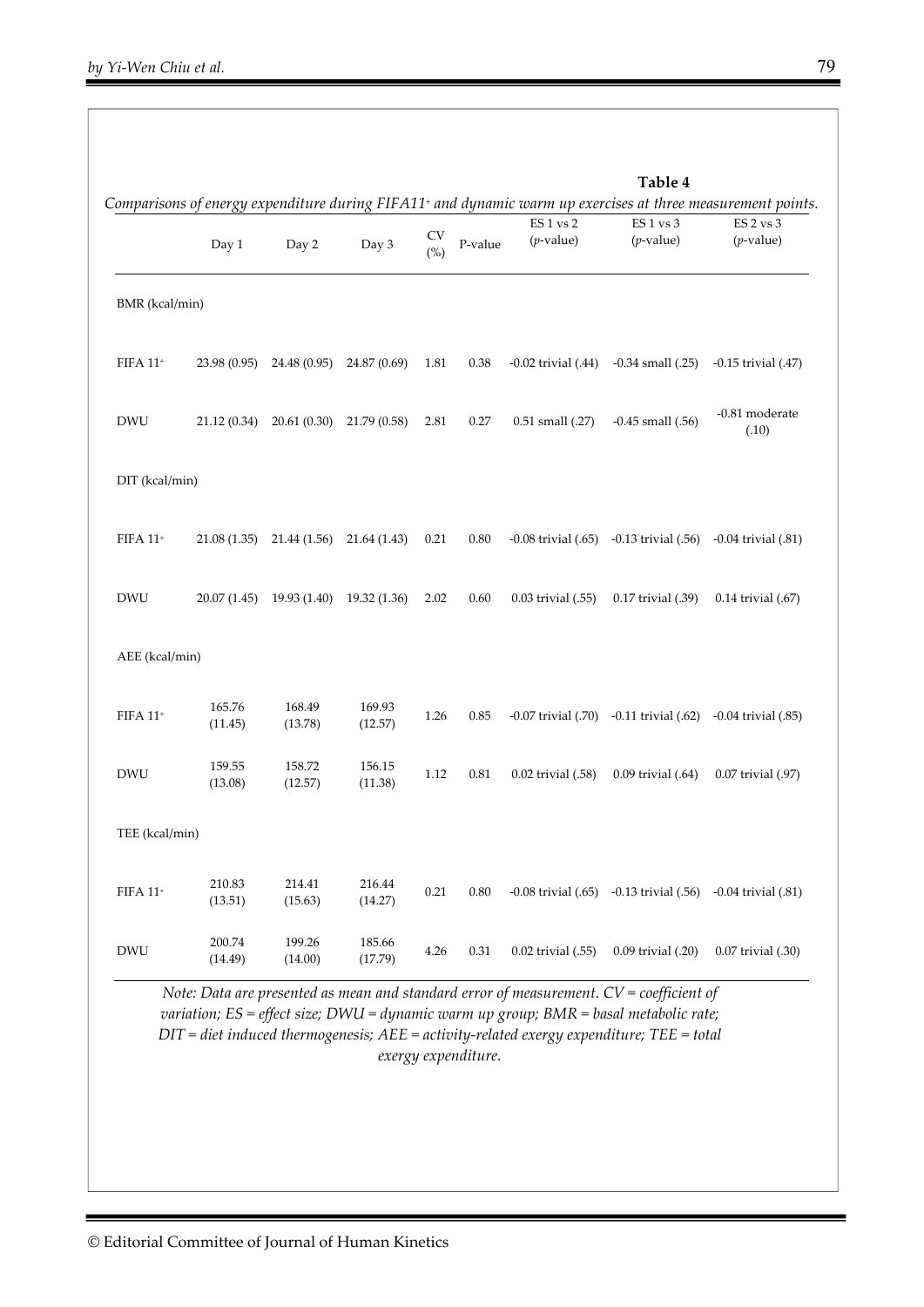**Table 4**

*Comparisons of energy expenditure during FIFA11+ and dynamic warm up exercises at three measurement points.*

| | Day 1 | Day 2 | Day 3 | CV (%) | P-value | ES 1 vs 2 (*p*-value) | ES 1 vs 3 (*p*-value) | ES 2 vs 3 (*p*-value) |
|---|---|---|---|---|---|---|---|---|
| BMR (kcal/min) | | | | | | | | |
| FIFA 11+ | 23.98 (0.95) | 24.48 (0.95) | 24.87 (0.69) | 1.81 | 0.38 | -0.02 trivial (.44) | -0.34 small (.25) | -0.15 trivial (.47) |
| DWU | 21.12 (0.34) | 20.61 (0.30) | 21.79 (0.58) | 2.81 | 0.27 | 0.51 small (.27) | -0.45 small (.56) | -0.81 moderate (.10) |
| DIT (kcal/min) | | | | | | | | |
| FIFA 11+ | 21.08 (1.35) | 21.44 (1.56) | 21.64 (1.43) | 0.21 | 0.80 | -0.08 trivial (.65) | -0.13 trivial (.56) | -0.04 trivial (.81) |
| DWU | 20.07 (1.45) | 19.93 (1.40) | 19.32 (1.36) | 2.02 | 0.60 | 0.03 trivial (.55) | 0.17 trivial (.39) | 0.14 trivial (.67) |
| AEE (kcal/min) | | | | | | | | |
| FIFA 11+ | 165.76 (11.45) | 168.49 (13.78) | 169.93 (12.57) | 1.26 | 0.85 | -0.07 trivial (.70) | -0.11 trivial (.62) | -0.04 trivial (.85) |
| DWU | 159.55 (13.08) | 158.72 (12.57) | 156.15 (11.38) | 1.12 | 0.81 | 0.02 trivial (.58) | 0.09 trivial (.64) | 0.07 trivial (.97) |
| TEE (kcal/min) | | | | | | | | |
| FIFA 11+ | 210.83 (13.51) | 214.41 (15.63) | 216.44 (14.27) | 0.21 | 0.80 | -0.08 trivial (.65) | -0.13 trivial (.56) | -0.04 trivial (.81) |
| DWU | 200.74 (14.49) | 199.26 (14.00) | 185.66 (17.79) | 4.26 | 0.31 | 0.02 trivial (.55) | 0.09 trivial (.20) | 0.07 trivial (.30) |

*Note: Data are presented as mean and standard error of measurement. CV = coefficient of variation; ES = effect size; DWU = dynamic warm up group; BMR = basal metabolic rate; DIT = diet induced thermogenesis; AEE = activity-related exergy expenditure; TEE = total exergy expenditure.*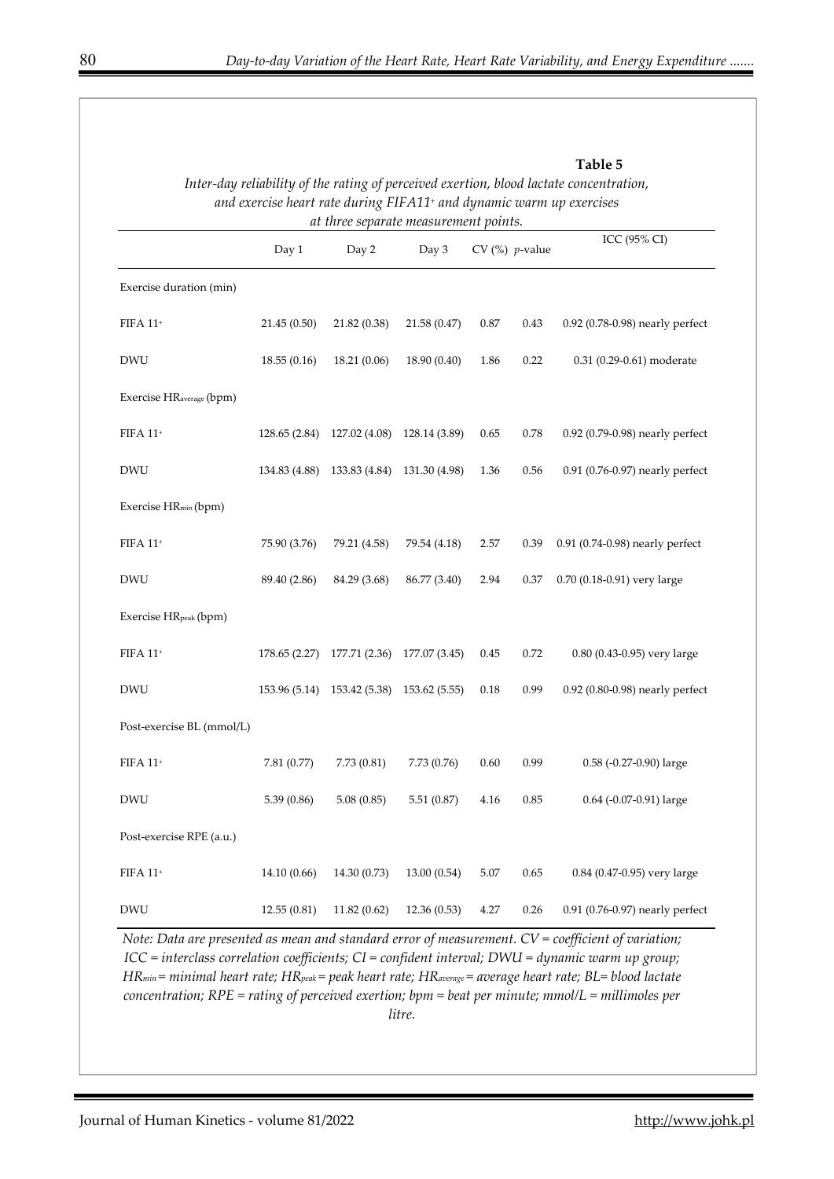**Table 5**

*Inter-day reliability of the rating of perceived exertion, blood lactate concentration, and exercise heart rate during FIFA11⁺ and dynamic warm up exercises at three separate measurement points.*

| | Day 1 | Day 2 | Day 3 | CV (%) | *p*-value | ICC (95% CI) |
|---|---|---|---|---|---|---|
| Exercise duration (min) | | | | | | |
| FIFA 11⁺ | 21.45 (0.50) | 21.82 (0.38) | 21.58 (0.47) | 0.87 | 0.43 | 0.92 (0.78-0.98) nearly perfect |
| DWU | 18.55 (0.16) | 18.21 (0.06) | 18.90 (0.40) | 1.86 | 0.22 | 0.31 (0.29-0.61) moderate |
| Exercise $HR_{average}$ (bpm) | | | | | | |
| FIFA 11⁺ | 128.65 (2.84) | 127.02 (4.08) | 128.14 (3.89) | 0.65 | 0.78 | 0.92 (0.79-0.98) nearly perfect |
| DWU | 134.83 (4.88) | 133.83 (4.84) | 131.30 (4.98) | 1.36 | 0.56 | 0.91 (0.76-0.97) nearly perfect |
| Exercise $HR_{min}$ (bpm) | | | | | | |
| FIFA 11⁺ | 75.90 (3.76) | 79.21 (4.58) | 79.54 (4.18) | 2.57 | 0.39 | 0.91 (0.74-0.98) nearly perfect |
| DWU | 89.40 (2.86) | 84.29 (3.68) | 86.77 (3.40) | 2.94 | 0.37 | 0.70 (0.18-0.91) very large |
| Exercise $HR_{peak}$ (bpm) | | | | | | |
| FIFA 11⁺ | 178.65 (2.27) | 177.71 (2.36) | 177.07 (3.45) | 0.45 | 0.72 | 0.80 (0.43-0.95) very large |
| DWU | 153.96 (5.14) | 153.42 (5.38) | 153.62 (5.55) | 0.18 | 0.99 | 0.92 (0.80-0.98) nearly perfect |
| Post-exercise BL (mmol/L) | | | | | | |
| FIFA 11⁺ | 7.81 (0.77) | 7.73 (0.81) | 7.73 (0.76) | 0.60 | 0.99 | 0.58 (-0.27-0.90) large |
| DWU | 5.39 (0.86) | 5.08 (0.85) | 5.51 (0.87) | 4.16 | 0.85 | 0.64 (-0.07-0.91) large |
| Post-exercise RPE (a.u.) | | | | | | |
| FIFA 11⁺ | 14.10 (0.66) | 14.30 (0.73) | 13.00 (0.54) | 5.07 | 0.65 | 0.84 (0.47-0.95) very large |
| DWU | 12.55 (0.81) | 11.82 (0.62) | 12.36 (0.53) | 4.27 | 0.26 | 0.91 (0.76-0.97) nearly perfect |

*Note: Data are presented as mean and standard error of measurement. CV = coefficient of variation; ICC = interclass correlation coefficients; CI = confident interval; DWU = dynamic warm up group; $HR_{min}$ = minimal heart rate; $HR_{peak}$ = peak heart rate; $HR_{average}$ = average heart rate; BL= blood lactate concentration; RPE = rating of perceived exertion; bpm = beat per minute; mmol/L = millimoles per litre.*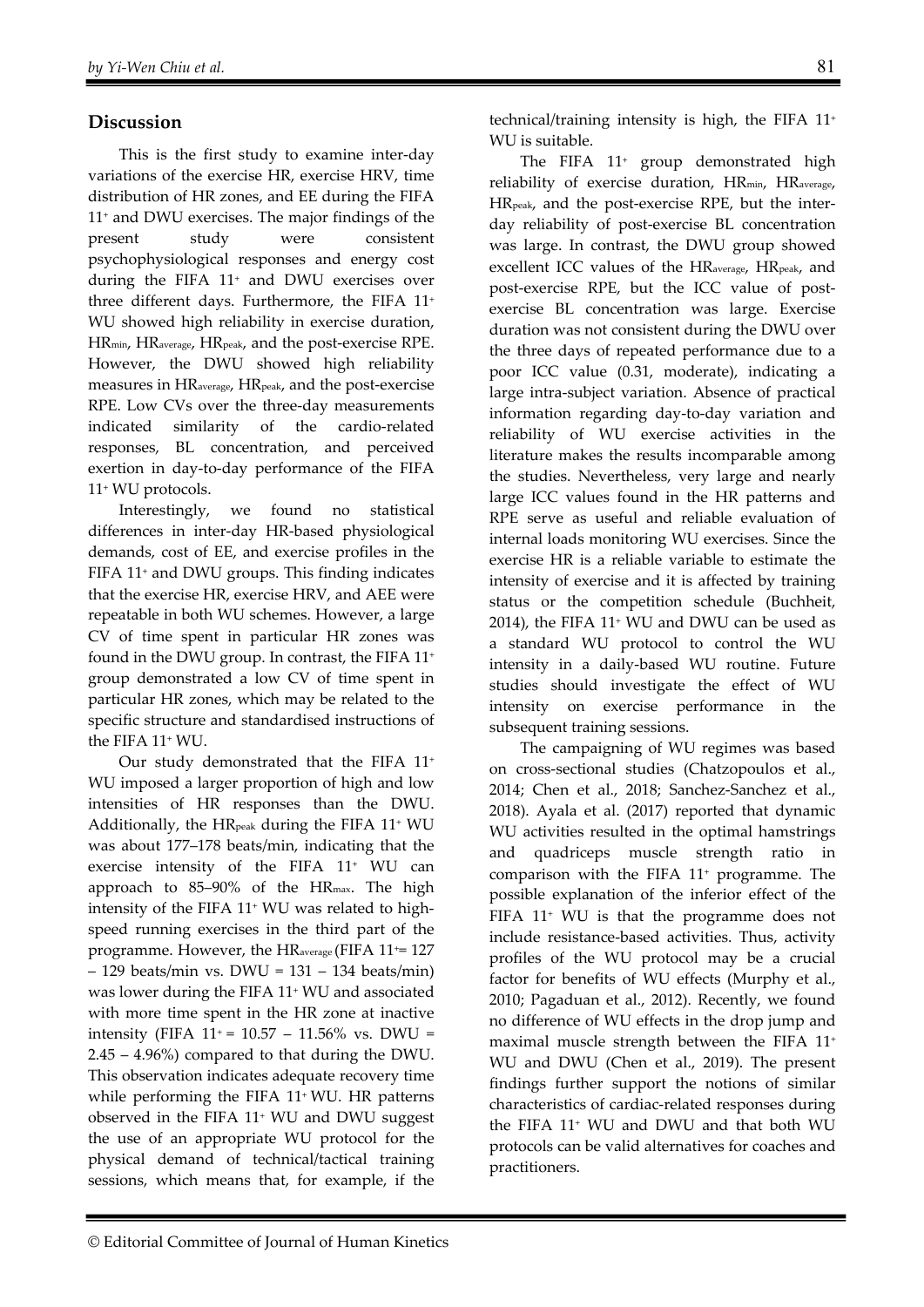## Discussion

This is the first study to examine inter-day variations of the exercise HR, exercise HRV, time distribution of HR zones, and EE during the FIFA 11+ and DWU exercises. The major findings of the present study were consistent psychophysiological responses and energy cost during the FIFA 11+ and DWU exercises over three different days. Furthermore, the FIFA 11+ WU showed high reliability in exercise duration, $HR_{min}$, $HR_{average}$, $HR_{peak}$, and the post-exercise RPE. However, the DWU showed high reliability measures in $HR_{average}$, $HR_{peak}$, and the post-exercise RPE. Low CVs over the three-day measurements indicated similarity of the cardio-related responses, BL concentration, and perceived exertion in day-to-day performance of the FIFA 11+ WU protocols.

Interestingly, we found no statistical differences in inter-day HR-based physiological demands, cost of EE, and exercise profiles in the FIFA 11+ and DWU groups. This finding indicates that the exercise HR, exercise HRV, and AEE were repeatable in both WU schemes. However, a large CV of time spent in particular HR zones was found in the DWU group. In contrast, the FIFA 11+ group demonstrated a low CV of time spent in particular HR zones, which may be related to the specific structure and standardised instructions of the FIFA 11+ WU.

Our study demonstrated that the FIFA 11+ WU imposed a larger proportion of high and low intensities of HR responses than the DWU. Additionally, the $HR_{peak}$ during the FIFA 11+ WU was about 177–178 beats/min, indicating that the exercise intensity of the FIFA 11+ WU can approach to 85–90% of the $HR_{max}$. The high intensity of the FIFA 11+ WU was related to high-speed running exercises in the third part of the programme. However, the $HR_{average}$ (FIFA 11+= 127 – 129 beats/min vs. DWU = 131 – 134 beats/min) was lower during the FIFA 11+ WU and associated with more time spent in the HR zone at inactive intensity (FIFA 11+ = 10.57 – 11.56% vs. DWU = 2.45 – 4.96%) compared to that during the DWU. This observation indicates adequate recovery time while performing the FIFA 11+ WU. HR patterns observed in the FIFA 11+ WU and DWU suggest the use of an appropriate WU protocol for the physical demand of technical/tactical training sessions, which means that, for example, if the technical/training intensity is high, the FIFA 11+ WU is suitable.

The FIFA 11+ group demonstrated high reliability of exercise duration, $HR_{min}$, $HR_{average}$, $HR_{peak}$, and the post-exercise RPE, but the inter-day reliability of post-exercise BL concentration was large. In contrast, the DWU group showed excellent ICC values of the $HR_{average}$, $HR_{peak}$, and post-exercise RPE, but the ICC value of post-exercise BL concentration was large. Exercise duration was not consistent during the DWU over the three days of repeated performance due to a poor ICC value (0.31, moderate), indicating a large intra-subject variation. Absence of practical information regarding day-to-day variation and reliability of WU exercise activities in the literature makes the results incomparable among the studies. Nevertheless, very large and nearly large ICC values found in the HR patterns and RPE serve as useful and reliable evaluation of internal loads monitoring WU exercises. Since the exercise HR is a reliable variable to estimate the intensity of exercise and it is affected by training status or the competition schedule (Buchheit, 2014), the FIFA 11+ WU and DWU can be used as a standard WU protocol to control the WU intensity in a daily-based WU routine. Future studies should investigate the effect of WU intensity on exercise performance in the subsequent training sessions.

The campaigning of WU regimes was based on cross-sectional studies (Chatzopoulos et al., 2014; Chen et al., 2018; Sanchez-Sanchez et al., 2018). Ayala et al. (2017) reported that dynamic WU activities resulted in the optimal hamstrings and quadriceps muscle strength ratio in comparison with the FIFA 11+ programme. The possible explanation of the inferior effect of the FIFA 11+ WU is that the programme does not include resistance-based activities. Thus, activity profiles of the WU protocol may be a crucial factor for benefits of WU effects (Murphy et al., 2010; Pagaduan et al., 2012). Recently, we found no difference of WU effects in the drop jump and maximal muscle strength between the FIFA 11+ WU and DWU (Chen et al., 2019). The present findings further support the notions of similar characteristics of cardiac-related responses during the FIFA 11+ WU and DWU and that both WU protocols can be valid alternatives for coaches and practitioners.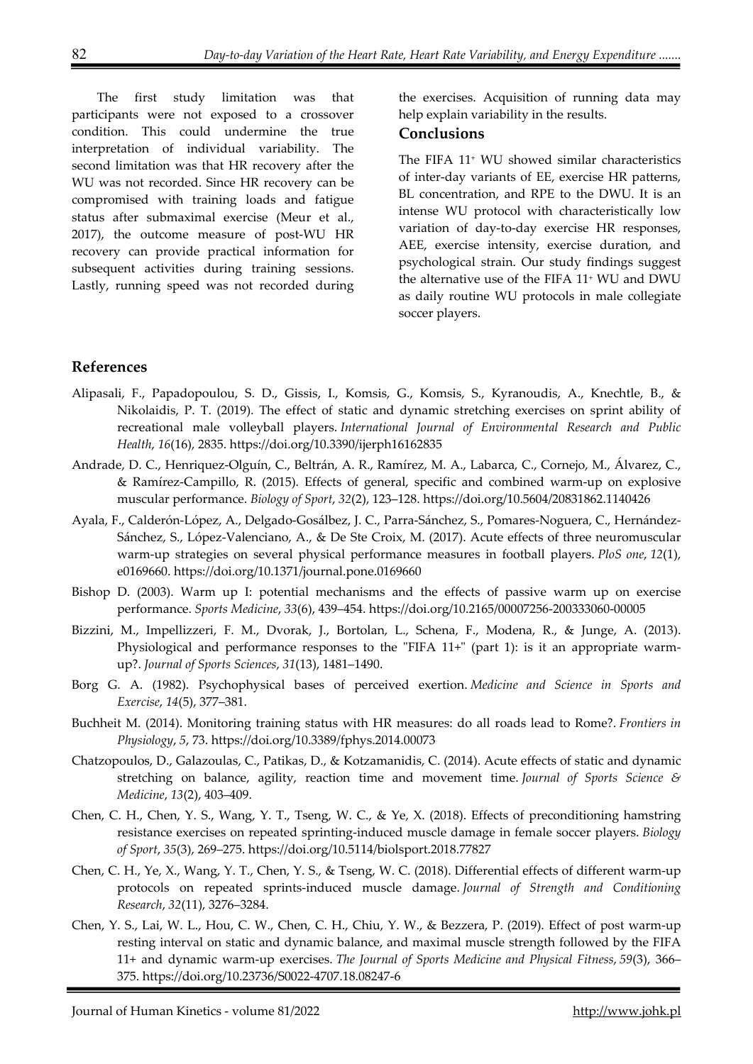The first study limitation was that participants were not exposed to a crossover condition. This could undermine the true interpretation of individual variability. The second limitation was that HR recovery after the WU was not recorded. Since HR recovery can be compromised with training loads and fatigue status after submaximal exercise (Meur et al., 2017), the outcome measure of post-WU HR recovery can provide practical information for subsequent activities during training sessions. Lastly, running speed was not recorded during the exercises. Acquisition of running data may help explain variability in the results.

## Conclusions

The FIFA 11+ WU showed similar characteristics of inter-day variants of EE, exercise HR patterns, BL concentration, and RPE to the DWU. It is an intense WU protocol with characteristically low variation of day-to-day exercise HR responses, AEE, exercise intensity, exercise duration, and psychological strain. Our study findings suggest the alternative use of the FIFA 11+ WU and DWU as daily routine WU protocols in male collegiate soccer players.

## References

Alipasali, F., Papadopoulou, S. D., Gissis, I., Komsis, G., Komsis, S., Kyranoudis, A., Knechtle, B., & Nikolaidis, P. T. (2019). The effect of static and dynamic stretching exercises on sprint ability of recreational male volleyball players. *International Journal of Environmental Research and Public Health*, *16*(16), 2835. https://doi.org/10.3390/ijerph16162835

Andrade, D. C., Henriquez-Olguín, C., Beltrán, A. R., Ramírez, M. A., Labarca, C., Cornejo, M., Álvarez, C., & Ramírez-Campillo, R. (2015). Effects of general, specific and combined warm-up on explosive muscular performance. *Biology of Sport*, *32*(2), 123–128. https://doi.org/10.5604/20831862.1140426

Ayala, F., Calderón-López, A., Delgado-Gosálbez, J. C., Parra-Sánchez, S., Pomares-Noguera, C., Hernández-Sánchez, S., López-Valenciano, A., & De Ste Croix, M. (2017). Acute effects of three neuromuscular warm-up strategies on several physical performance measures in football players. *PloS one*, *12*(1), e0169660. https://doi.org/10.1371/journal.pone.0169660

Bishop D. (2003). Warm up I: potential mechanisms and the effects of passive warm up on exercise performance. *Sports Medicine*, *33*(6), 439–454. https://doi.org/10.2165/00007256-200333060-00005

Bizzini, M., Impellizzeri, F. M., Dvorak, J., Bortolan, L., Schena, F., Modena, R., & Junge, A. (2013). Physiological and performance responses to the "FIFA 11+" (part 1): is it an appropriate warm-up?. *Journal of Sports Sciences*, *31*(13), 1481–1490.

Borg G. A. (1982). Psychophysical bases of perceived exertion. *Medicine and Science in Sports and Exercise*, *14*(5), 377–381.

Buchheit M. (2014). Monitoring training status with HR measures: do all roads lead to Rome?. *Frontiers in Physiology*, *5*, 73. https://doi.org/10.3389/fphys.2014.00073

Chatzopoulos, D., Galazoulas, C., Patikas, D., & Kotzamanidis, C. (2014). Acute effects of static and dynamic stretching on balance, agility, reaction time and movement time. *Journal of Sports Science & Medicine*, *13*(2), 403–409.

Chen, C. H., Chen, Y. S., Wang, Y. T., Tseng, W. C., & Ye, X. (2018). Effects of preconditioning hamstring resistance exercises on repeated sprinting-induced muscle damage in female soccer players. *Biology of Sport*, *35*(3), 269–275. https://doi.org/10.5114/biolsport.2018.77827

Chen, C. H., Ye, X., Wang, Y. T., Chen, Y. S., & Tseng, W. C. (2018). Differential effects of different warm-up protocols on repeated sprints-induced muscle damage. *Journal of Strength and Conditioning Research*, *32*(11), 3276–3284.

Chen, Y. S., Lai, W. L., Hou, C. W., Chen, C. H., Chiu, Y. W., & Bezzera, P. (2019). Effect of post warm-up resting interval on static and dynamic balance, and maximal muscle strength followed by the FIFA 11+ and dynamic warm-up exercises. *The Journal of Sports Medicine and Physical Fitness*, *59*(3), 366–375. https://doi.org/10.23736/S0022-4707.18.08247-6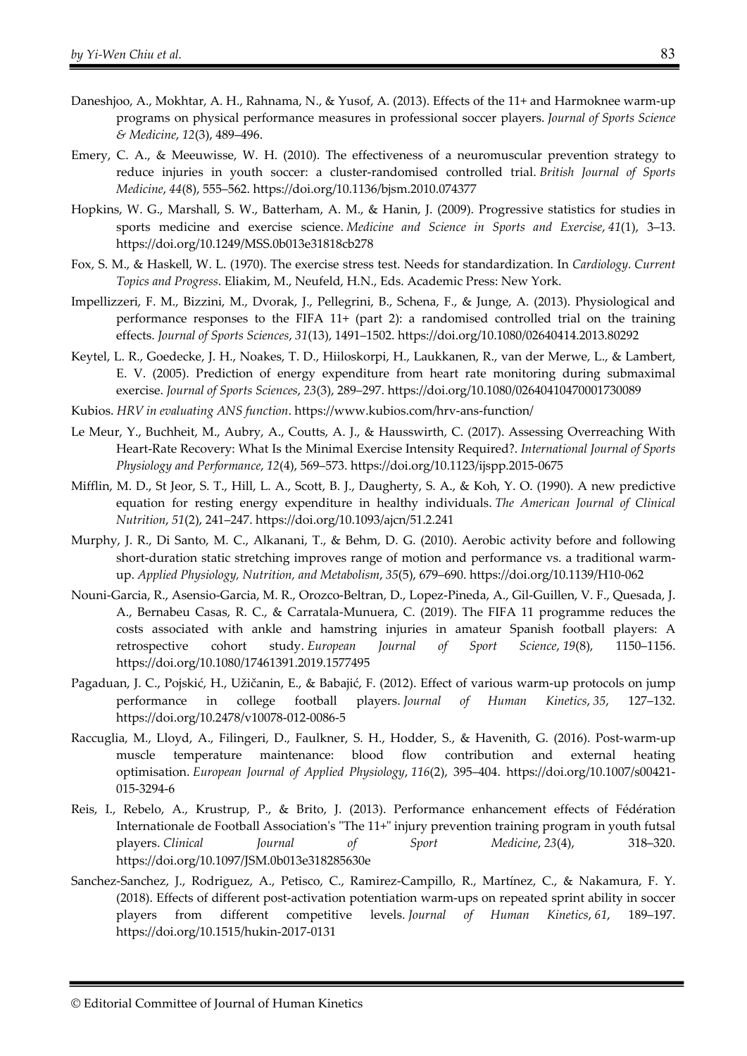Daneshjoo, A., Mokhtar, A. H., Rahnama, N., & Yusof, A. (2013). Effects of the 11+ and Harmoknee warm-up programs on physical performance measures in professional soccer players. *Journal of Sports Science & Medicine*, *12*(3), 489–496.

Emery, C. A., & Meeuwisse, W. H. (2010). The effectiveness of a neuromuscular prevention strategy to reduce injuries in youth soccer: a cluster-randomised controlled trial. *British Journal of Sports Medicine*, *44*(8), 555–562. https://doi.org/10.1136/bjsm.2010.074377

Hopkins, W. G., Marshall, S. W., Batterham, A. M., & Hanin, J. (2009). Progressive statistics for studies in sports medicine and exercise science. *Medicine and Science in Sports and Exercise*, *41*(1), 3–13. https://doi.org/10.1249/MSS.0b013e31818cb278

Fox, S. M., & Haskell, W. L. (1970). The exercise stress test. Needs for standardization. In *Cardiology. Current Topics and Progress*. Eliakim, M., Neufeld, H.N., Eds. Academic Press: New York.

Impellizzeri, F. M., Bizzini, M., Dvorak, J., Pellegrini, B., Schena, F., & Junge, A. (2013). Physiological and performance responses to the FIFA 11+ (part 2): a randomised controlled trial on the training effects. *Journal of Sports Sciences*, *31*(13), 1491–1502. https://doi.org/10.1080/02640414.2013.80292

Keytel, L. R., Goedecke, J. H., Noakes, T. D., Hiiloskorpi, H., Laukkanen, R., van der Merwe, L., & Lambert, E. V. (2005). Prediction of energy expenditure from heart rate monitoring during submaximal exercise. *Journal of Sports Sciences*, *23*(3), 289–297. https://doi.org/10.1080/02640410470001730089

Kubios. *HRV in evaluating ANS function*. https://www.kubios.com/hrv-ans-function/

Le Meur, Y., Buchheit, M., Aubry, A., Coutts, A. J., & Hausswirth, C. (2017). Assessing Overreaching With Heart-Rate Recovery: What Is the Minimal Exercise Intensity Required?. *International Journal of Sports Physiology and Performance*, *12*(4), 569–573. https://doi.org/10.1123/ijspp.2015-0675

Mifflin, M. D., St Jeor, S. T., Hill, L. A., Scott, B. J., Daugherty, S. A., & Koh, Y. O. (1990). A new predictive equation for resting energy expenditure in healthy individuals. *The American Journal of Clinical Nutrition*, *51*(2), 241–247. https://doi.org/10.1093/ajcn/51.2.241

Murphy, J. R., Di Santo, M. C., Alkanani, T., & Behm, D. G. (2010). Aerobic activity before and following short-duration static stretching improves range of motion and performance vs. a traditional warm-up. *Applied Physiology, Nutrition, and Metabolism*, *35*(5), 679–690. https://doi.org/10.1139/H10-062

Nouni-Garcia, R., Asensio-Garcia, M. R., Orozco-Beltran, D., Lopez-Pineda, A., Gil-Guillen, V. F., Quesada, J. A., Bernabeu Casas, R. C., & Carratala-Munuera, C. (2019). The FIFA 11 programme reduces the costs associated with ankle and hamstring injuries in amateur Spanish football players: A retrospective cohort study. *European Journal of Sport Science*, *19*(8), 1150–1156. https://doi.org/10.1080/17461391.2019.1577495

Pagaduan, J. C., Pojskić, H., Užičanin, E., & Babajić, F. (2012). Effect of various warm-up protocols on jump performance in college football players. *Journal of Human Kinetics*, *35*, 127–132. https://doi.org/10.2478/v10078-012-0086-5

Raccuglia, M., Lloyd, A., Filingeri, D., Faulkner, S. H., Hodder, S., & Havenith, G. (2016). Post-warm-up muscle temperature maintenance: blood flow contribution and external heating optimisation. *European Journal of Applied Physiology*, *116*(2), 395–404. https://doi.org/10.1007/s00421-015-3294-6

Reis, I., Rebelo, A., Krustrup, P., & Brito, J. (2013). Performance enhancement effects of Fédération Internationale de Football Association's "The 11+" injury prevention training program in youth futsal players. *Clinical Journal of Sport Medicine*, *23*(4), 318–320. https://doi.org/10.1097/JSM.0b013e318285630e

Sanchez-Sanchez, J., Rodriguez, A., Petisco, C., Ramirez-Campillo, R., Martínez, C., & Nakamura, F. Y. (2018). Effects of different post-activation potentiation warm-ups on repeated sprint ability in soccer players from different competitive levels. *Journal of Human Kinetics*, *61*, 189–197. https://doi.org/10.1515/hukin-2017-0131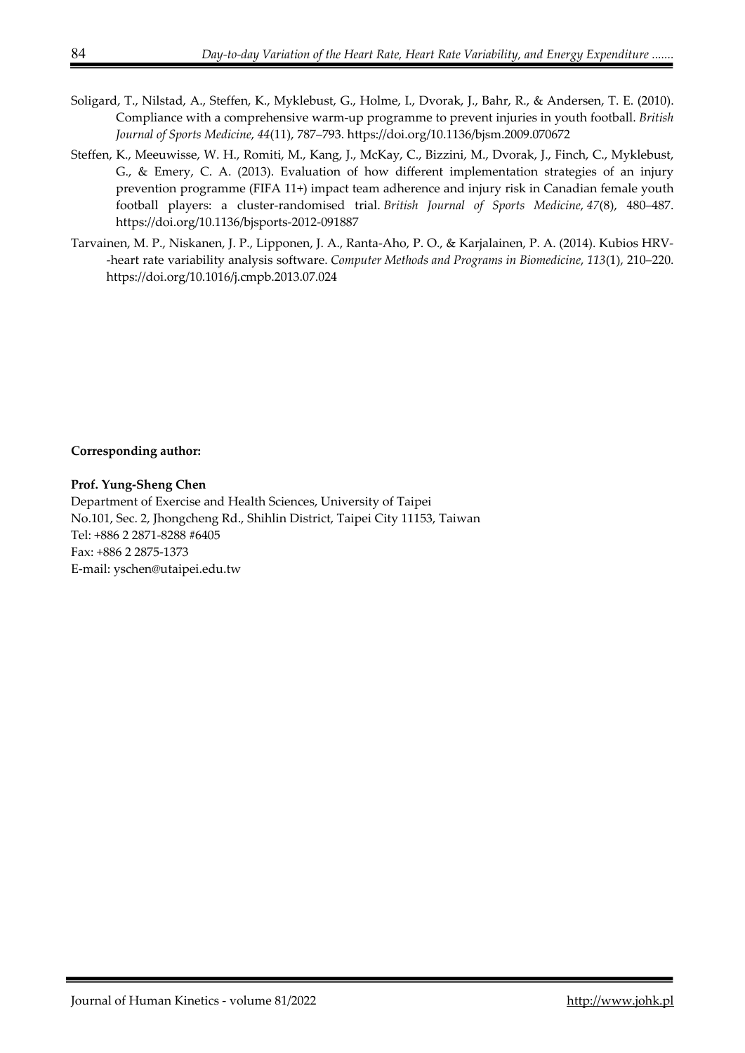Soligard, T., Nilstad, A., Steffen, K., Myklebust, G., Holme, I., Dvorak, J., Bahr, R., & Andersen, T. E. (2010). Compliance with a comprehensive warm-up programme to prevent injuries in youth football. *British Journal of Sports Medicine*, *44*(11), 787–793. https://doi.org/10.1136/bjsm.2009.070672

Steffen, K., Meeuwisse, W. H., Romiti, M., Kang, J., McKay, C., Bizzini, M., Dvorak, J., Finch, C., Myklebust, G., & Emery, C. A. (2013). Evaluation of how different implementation strategies of an injury prevention programme (FIFA 11+) impact team adherence and injury risk in Canadian female youth football players: a cluster-randomised trial. *British Journal of Sports Medicine*, *47*(8), 480–487. https://doi.org/10.1136/bjsports-2012-091887

Tarvainen, M. P., Niskanen, J. P., Lipponen, J. A., Ranta-Aho, P. O., & Karjalainen, P. A. (2014). Kubios HRV--heart rate variability analysis software. *Computer Methods and Programs in Biomedicine*, *113*(1), 210–220. https://doi.org/10.1016/j.cmpb.2013.07.024

**Corresponding author:**

**Prof. Yung-Sheng Chen**

Department of Exercise and Health Sciences, University of Taipei
No.101, Sec. 2, Jhongcheng Rd., Shihlin District, Taipei City 11153, Taiwan
Tel: +886 2 2871-8288 #6405
Fax: +886 2 2875-1373
E-mail: yschen@utaipei.edu.tw